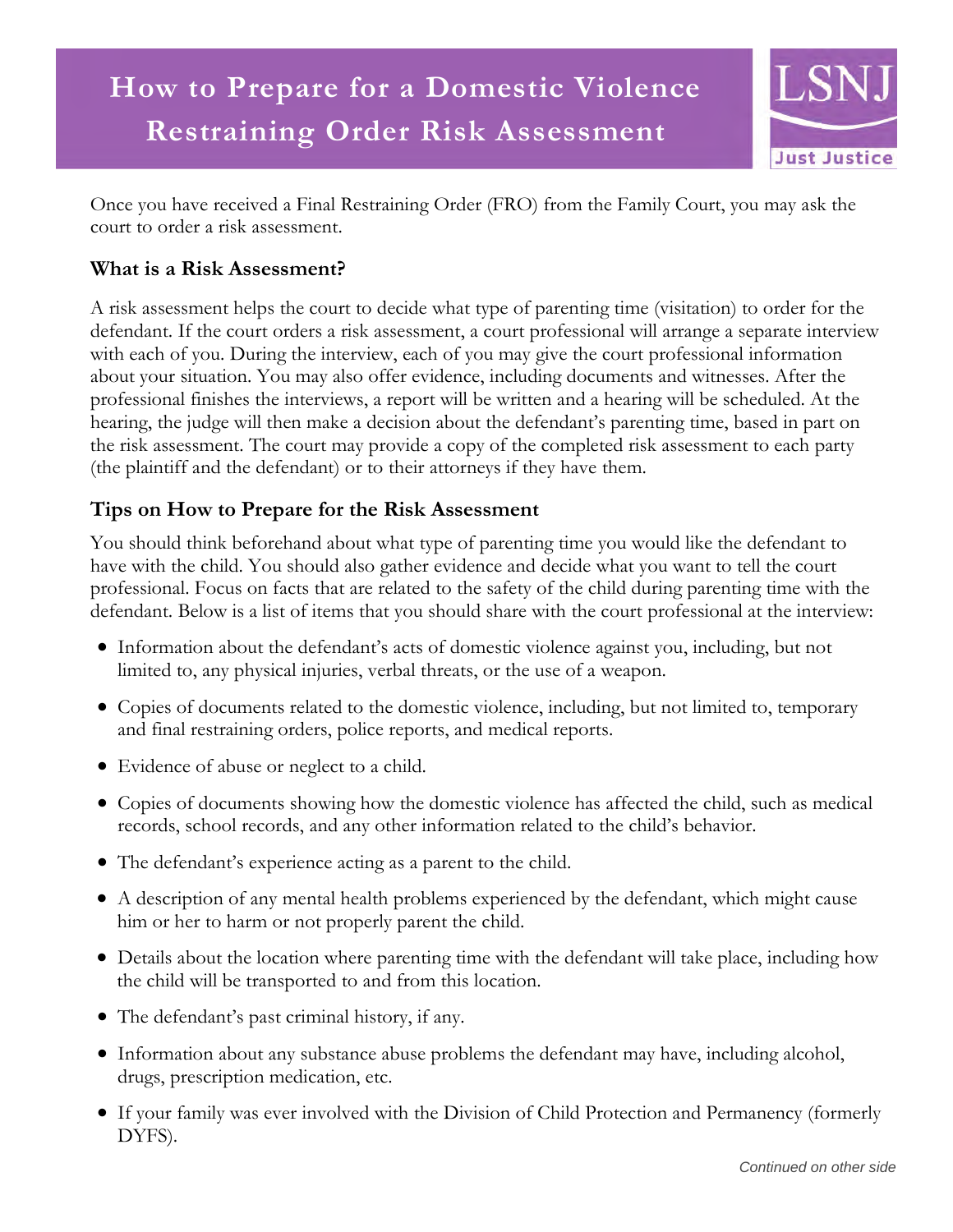# How to Prepare for a Domestic Violence Restraining Order Risk Assessment

LSNJ
Just Justice

Once you have received a Final Restraining Order (FRO) from the Family Court, you may ask the court to order a risk assessment.

## What is a Risk Assessment?

A risk assessment helps the court to decide what type of parenting time (visitation) to order for the defendant. If the court orders a risk assessment, a court professional will arrange a separate interview with each of you. During the interview, each of you may give the court professional information about your situation. You may also offer evidence, including documents and witnesses. After the professional finishes the interviews, a report will be written and a hearing will be scheduled. At the hearing, the judge will then make a decision about the defendant's parenting time, based in part on the risk assessment. The court may provide a copy of the completed risk assessment to each party (the plaintiff and the defendant) or to their attorneys if they have them.

## Tips on How to Prepare for the Risk Assessment

You should think beforehand about what type of parenting time you would like the defendant to have with the child. You should also gather evidence and decide what you want to tell the court professional. Focus on facts that are related to the safety of the child during parenting time with the defendant. Below is a list of items that you should share with the court professional at the interview:

- Information about the defendant's acts of domestic violence against you, including, but not limited to, any physical injuries, verbal threats, or the use of a weapon.
- Copies of documents related to the domestic violence, including, but not limited to, temporary and final restraining orders, police reports, and medical reports.
- Evidence of abuse or neglect to a child.
- Copies of documents showing how the domestic violence has affected the child, such as medical records, school records, and any other information related to the child's behavior.
- The defendant's experience acting as a parent to the child.
- A description of any mental health problems experienced by the defendant, which might cause him or her to harm or not properly parent the child.
- Details about the location where parenting time with the defendant will take place, including how the child will be transported to and from this location.
- The defendant's past criminal history, if any.
- Information about any substance abuse problems the defendant may have, including alcohol, drugs, prescription medication, etc.
- If your family was ever involved with the Division of Child Protection and Permanency (formerly DYFS).

*Continued on other side*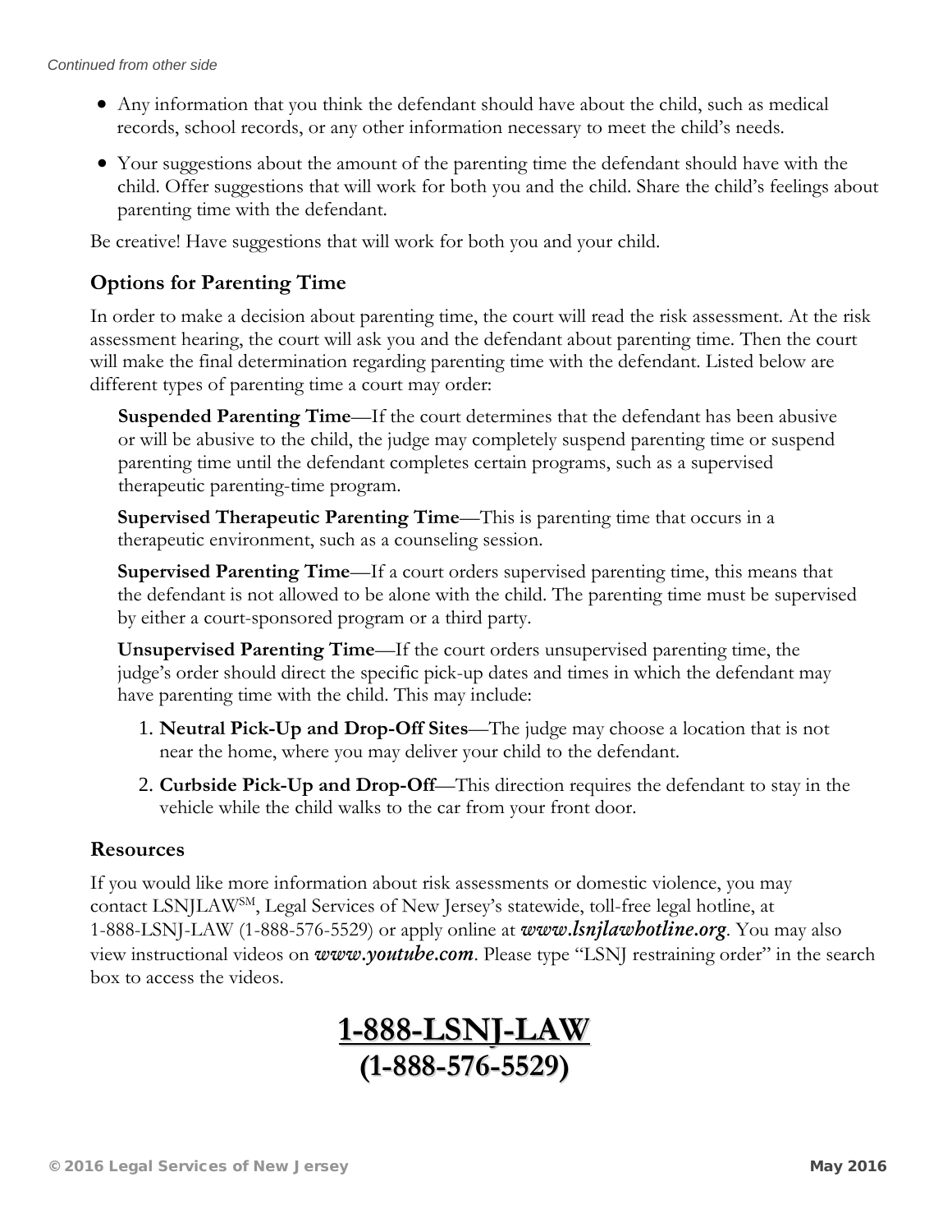*Continued from other side*

- Any information that you think the defendant should have about the child, such as medical records, school records, or any other information necessary to meet the child's needs.
- Your suggestions about the amount of the parenting time the defendant should have with the child. Offer suggestions that will work for both you and the child. Share the child's feelings about parenting time with the defendant.

Be creative! Have suggestions that will work for both you and your child.

## Options for Parenting Time

In order to make a decision about parenting time, the court will read the risk assessment. At the risk assessment hearing, the court will ask you and the defendant about parenting time. Then the court will make the final determination regarding parenting time with the defendant. Listed below are different types of parenting time a court may order:

**Suspended Parenting Time**—If the court determines that the defendant has been abusive or will be abusive to the child, the judge may completely suspend parenting time or suspend parenting time until the defendant completes certain programs, such as a supervised therapeutic parenting-time program.

**Supervised Therapeutic Parenting Time**—This is parenting time that occurs in a therapeutic environment, such as a counseling session.

**Supervised Parenting Time**—If a court orders supervised parenting time, this means that the defendant is not allowed to be alone with the child. The parenting time must be supervised by either a court-sponsored program or a third party.

**Unsupervised Parenting Time**—If the court orders unsupervised parenting time, the judge's order should direct the specific pick-up dates and times in which the defendant may have parenting time with the child. This may include:

1. **Neutral Pick-Up and Drop-Off Sites**—The judge may choose a location that is not near the home, where you may deliver your child to the defendant.
2. **Curbside Pick-Up and Drop-Off**—This direction requires the defendant to stay in the vehicle while the child walks to the car from your front door.

## Resources

If you would like more information about risk assessments or domestic violence, you may contact LSNJLAW[SM], Legal Services of New Jersey's statewide, toll-free legal hotline, at 1-888-LSNJ-LAW (1-888-576-5529) or apply online at ***www.lsnjlawhotline.org***. You may also view instructional videos on ***www.youtube.com***. Please type "LSNJ restraining order" in the search box to access the videos.

**1-888-LSNJ-LAW**
**(1-888-576-5529)**

© 2016 Legal Services of New Jersey | May 2016